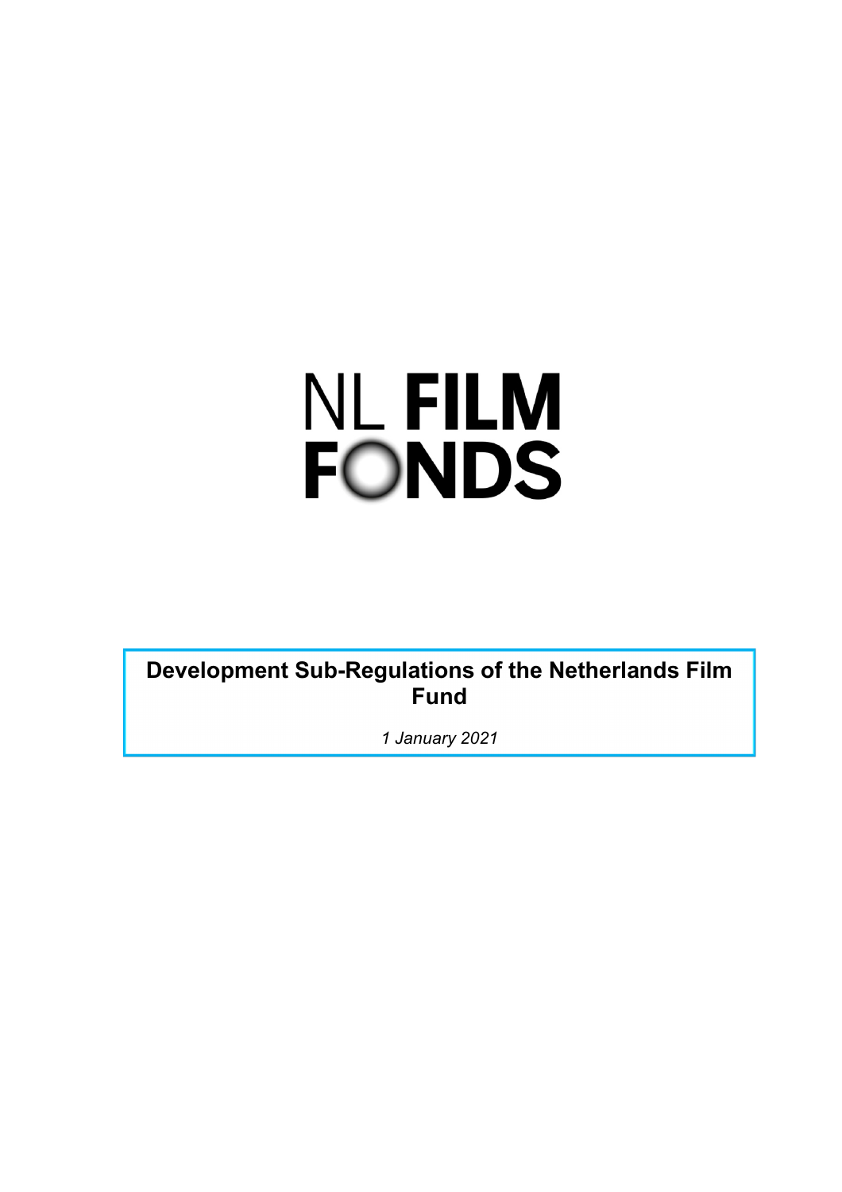NL FILM FONDS

# Development Sub-Regulations of the Netherlands Film Fund

*1 January 2021*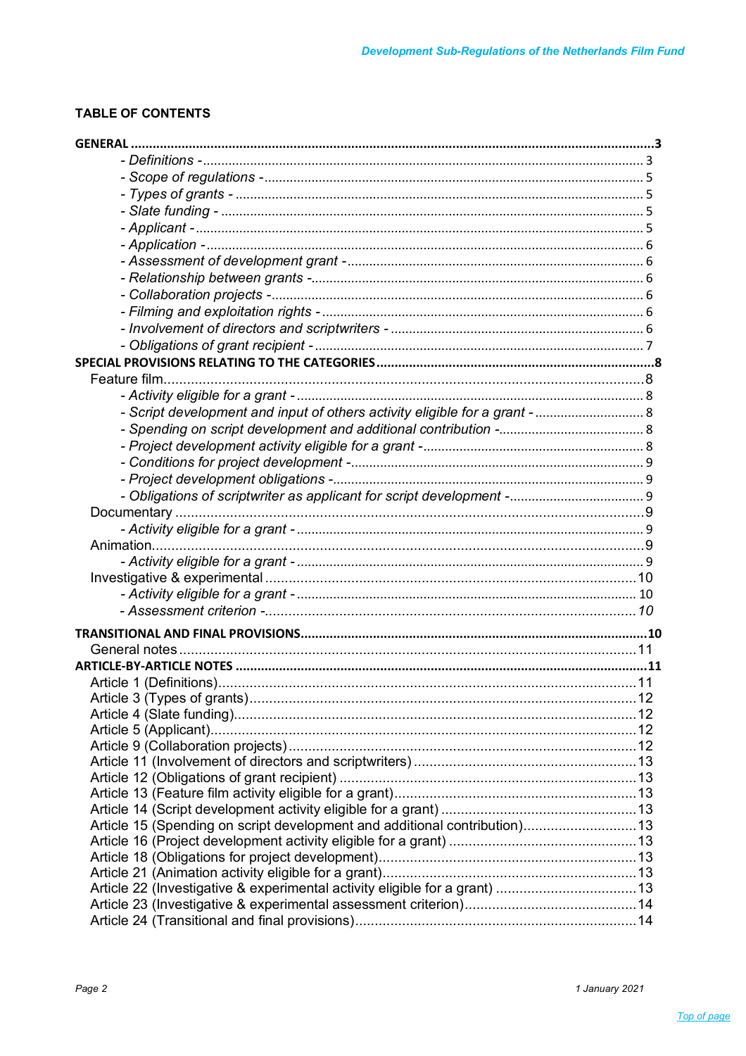## TABLE OF CONTENTS

**GENERAL** ... **3**
- *- Definitions -* ... 3
- *- Scope of regulations -* ... 5
- *- Types of grants -* ... 5
- *- Slate funding -* ... 5
- *- Applicant -* ... 5
- *- Application -* ... 6
- *- Assessment of development grant -* ... 6
- *- Relationship between grants -* ... 6
- *- Collaboration projects -* ... 6
- *- Filming and exploitation rights -* ... 6
- *- Involvement of directors and scriptwriters -* ... 6
- *- Obligations of grant recipient -* ... 7

**SPECIAL PROVISIONS RELATING TO THE CATEGORIES** ... **8**

Feature film ... 8
- *- Activity eligible for a grant -* ... 8
- *- Script development and input of others activity eligible for a grant -* ... 8
- *- Spending on script development and additional contribution -* ... 8
- *- Project development activity eligible for a grant -* ... 8
- *- Conditions for project development -* ... 9
- *- Project development obligations -* ... 9
- *- Obligations of scriptwriter as applicant for script development -* ... 9

Documentary ... 9
- *- Activity eligible for a grant -* ... 9

Animation ... 9
- *- Activity eligible for a grant -* ... 9

Investigative & experimental ... 10
- *- Activity eligible for a grant -* ... 10
- *- Assessment criterion -* ... *10*

**TRANSITIONAL AND FINAL PROVISIONS** ... **10**

General notes ... 11

**ARTICLE-BY-ARTICLE NOTES** ... **11**

Article 1 (Definitions) ... 11
Article 3 (Types of grants) ... 12
Article 4 (Slate funding) ... 12
Article 5 (Applicant) ... 12
Article 9 (Collaboration projects) ... 12
Article 11 (Involvement of directors and scriptwriters) ... 13
Article 12 (Obligations of grant recipient) ... 13
Article 13 (Feature film activity eligible for a grant) ... 13
Article 14 (Script development activity eligible for a grant) ... 13
Article 15 (Spending on script development and additional contribution) ... 13
Article 16 (Project development activity eligible for a grant) ... 13
Article 18 (Obligations for project development) ... 13
Article 21 (Animation activity eligible for a grant) ... 13
Article 22 (Investigative & experimental activity eligible for a grant) ... 13
Article 23 (Investigative & experimental assessment criterion) ... 14
Article 24 (Transitional and final provisions) ... 14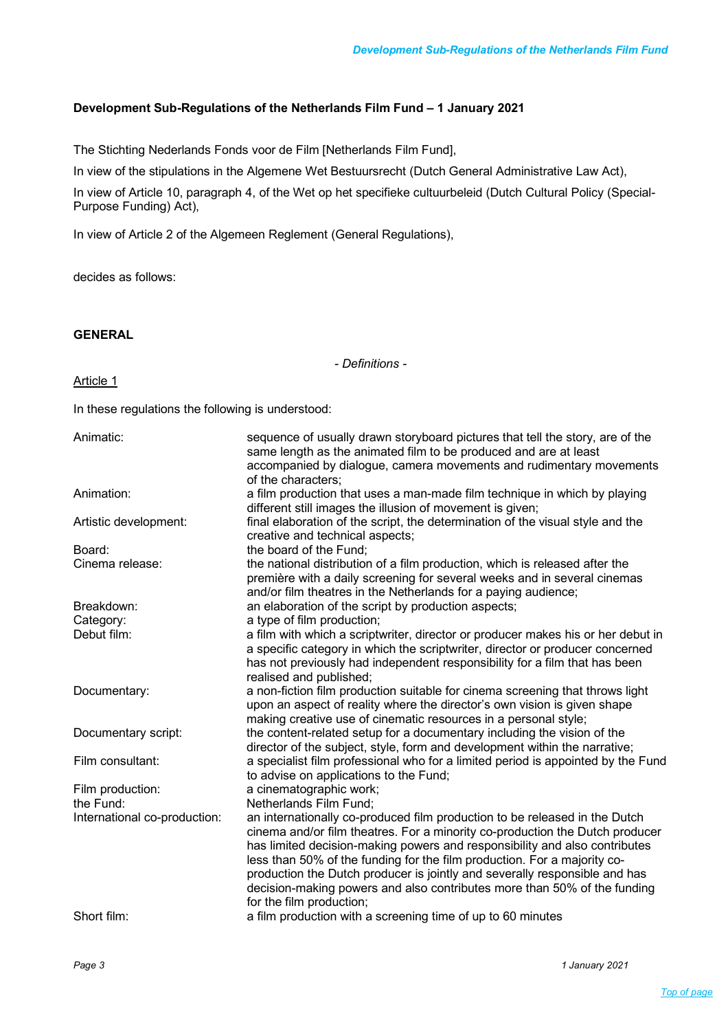## Development Sub-Regulations of the Netherlands Film Fund – 1 January 2021

The Stichting Nederlands Fonds voor de Film [Netherlands Film Fund],

In view of the stipulations in the Algemene Wet Bestuursrecht (Dutch General Administrative Law Act),

In view of Article 10, paragraph 4, of the Wet op het specifieke cultuurbeleid (Dutch Cultural Policy (Special-Purpose Funding) Act),

In view of Article 2 of the Algemeen Reglement (General Regulations),

decides as follows:

### GENERAL

*- Definitions -*

Article 1

In these regulations the following is understood:

| | |
|---|---|
| Animatic: | sequence of usually drawn storyboard pictures that tell the story, are of the same length as the animated film to be produced and are at least accompanied by dialogue, camera movements and rudimentary movements of the characters; |
| Animation: | a film production that uses a man-made film technique in which by playing different still images the illusion of movement is given; |
| Artistic development: | final elaboration of the script, the determination of the visual style and the creative and technical aspects; |
| Board: | the board of the Fund; |
| Cinema release: | the national distribution of a film production, which is released after the première with a daily screening for several weeks and in several cinemas and/or film theatres in the Netherlands for a paying audience; |
| Breakdown: | an elaboration of the script by production aspects; |
| Category: | a type of film production; |
| Debut film: | a film with which a scriptwriter, director or producer makes his or her debut in a specific category in which the scriptwriter, director or producer concerned has not previously had independent responsibility for a film that has been realised and published; |
| Documentary: | a non-fiction film production suitable for cinema screening that throws light upon an aspect of reality where the director's own vision is given shape making creative use of cinematic resources in a personal style; |
| Documentary script: | the content-related setup for a documentary including the vision of the director of the subject, style, form and development within the narrative; |
| Film consultant: | a specialist film professional who for a limited period is appointed by the Fund to advise on applications to the Fund; |
| Film production: | a cinematographic work; |
| the Fund: | Netherlands Film Fund; |
| International co-production: | an internationally co-produced film production to be released in the Dutch cinema and/or film theatres. For a minority co-production the Dutch producer has limited decision-making powers and responsibility and also contributes less than 50% of the funding for the film production. For a majority co-production the Dutch producer is jointly and severally responsible and has decision-making powers and also contributes more than 50% of the funding for the film production; |
| Short film: | a film production with a screening time of up to 60 minutes |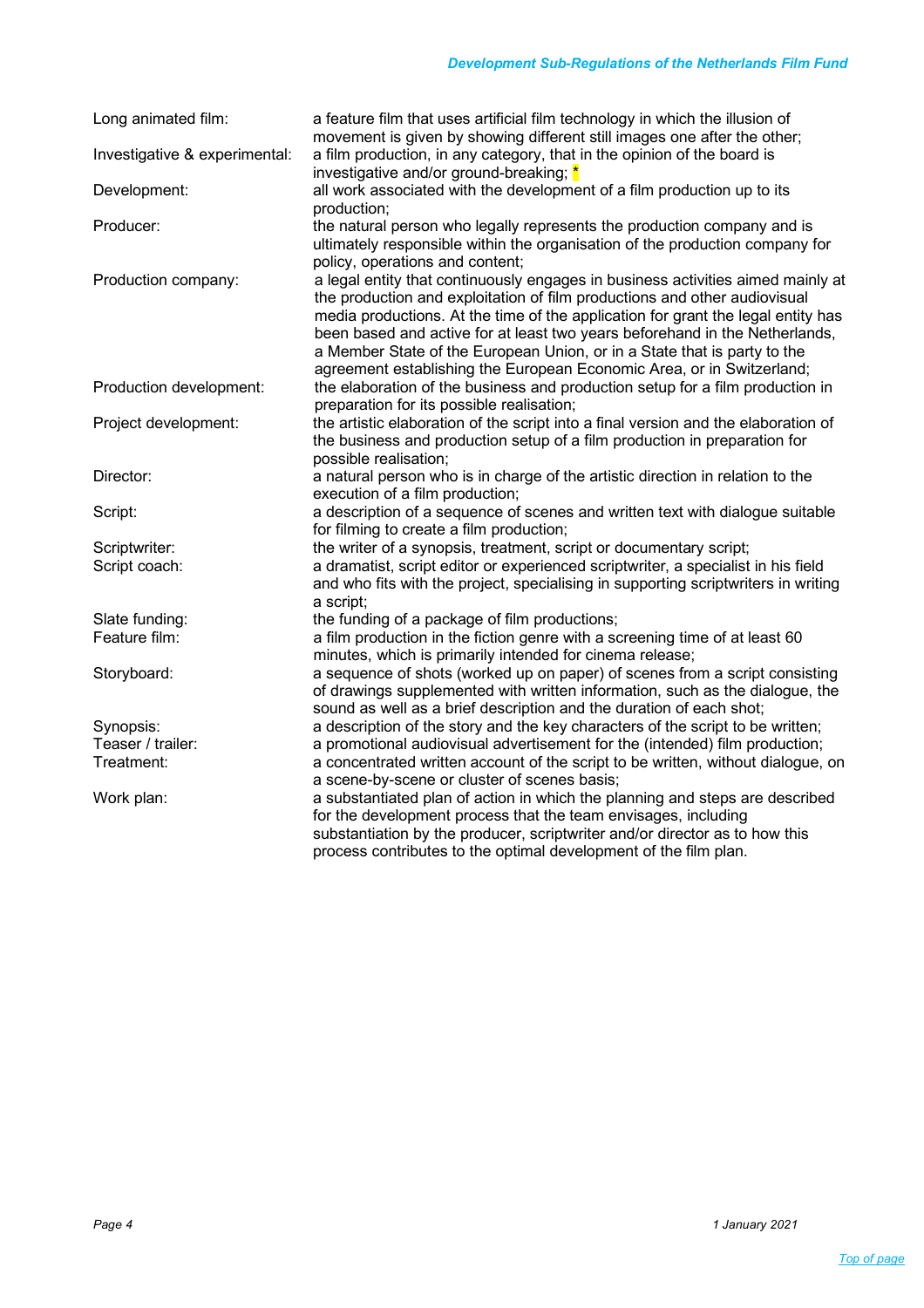| | |
|---|---|
| Long animated film: | a feature film that uses artificial film technology in which the illusion of movement is given by showing different still images one after the other; |
| Investigative & experimental: | a film production, in any category, that in the opinion of the board is investigative and/or ground-breaking; * |
| Development: | all work associated with the development of a film production up to its production; |
| Producer: | the natural person who legally represents the production company and is ultimately responsible within the organisation of the production company for policy, operations and content; |
| Production company: | a legal entity that continuously engages in business activities aimed mainly at the production and exploitation of film productions and other audiovisual media productions. At the time of the application for grant the legal entity has been based and active for at least two years beforehand in the Netherlands, a Member State of the European Union, or in a State that is party to the agreement establishing the European Economic Area, or in Switzerland; |
| Production development: | the elaboration of the business and production setup for a film production in preparation for its possible realisation; |
| Project development: | the artistic elaboration of the script into a final version and the elaboration of the business and production setup of a film production in preparation for possible realisation; |
| Director: | a natural person who is in charge of the artistic direction in relation to the execution of a film production; |
| Script: | a description of a sequence of scenes and written text with dialogue suitable for filming to create a film production; |
| Scriptwriter: | the writer of a synopsis, treatment, script or documentary script; |
| Script coach: | a dramatist, script editor or experienced scriptwriter, a specialist in his field and who fits with the project, specialising in supporting scriptwriters in writing a script; |
| Slate funding: | the funding of a package of film productions; |
| Feature film: | a film production in the fiction genre with a screening time of at least 60 minutes, which is primarily intended for cinema release; |
| Storyboard: | a sequence of shots (worked up on paper) of scenes from a script consisting of drawings supplemented with written information, such as the dialogue, the sound as well as a brief description and the duration of each shot; |
| Synopsis: | a description of the story and the key characters of the script to be written; |
| Teaser / trailer: | a promotional audiovisual advertisement for the (intended) film production; |
| Treatment: | a concentrated written account of the script to be written, without dialogue, on a scene-by-scene or cluster of scenes basis; |
| Work plan: | a substantiated plan of action in which the planning and steps are described for the development process that the team envisages, including substantiation by the producer, scriptwriter and/or director as to how this process contributes to the optimal development of the film plan. |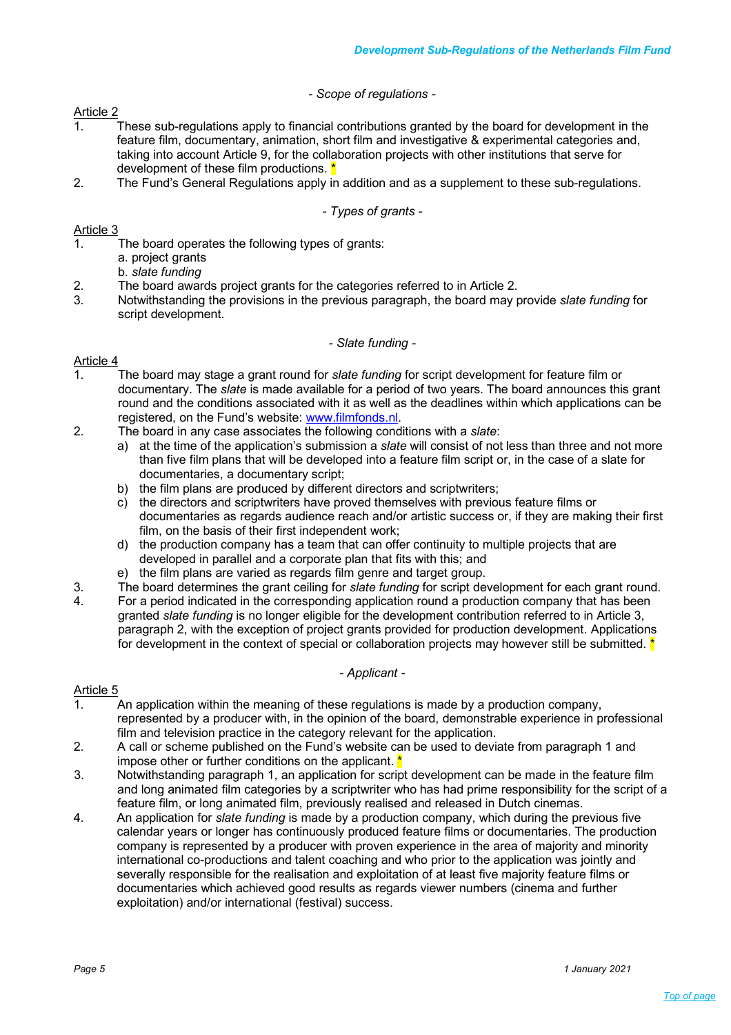*- Scope of regulations -*

Article 2

1. These sub-regulations apply to financial contributions granted by the board for development in the feature film, documentary, animation, short film and investigative & experimental categories and, taking into account Article 9, for the collaboration projects with other institutions that serve for development of these film productions. *
2. The Fund's General Regulations apply in addition and as a supplement to these sub-regulations.

*- Types of grants -*

Article 3

1. The board operates the following types of grants:
   a. project grants
   b. *slate funding*
2. The board awards project grants for the categories referred to in Article 2.
3. Notwithstanding the provisions in the previous paragraph, the board may provide *slate funding* for script development.

*- Slate funding -*

Article 4

1. The board may stage a grant round for *slate funding* for script development for feature film or documentary. The *slate* is made available for a period of two years. The board announces this grant round and the conditions associated with it as well as the deadlines within which applications can be registered, on the Fund's website: [www.filmfonds.nl](www.filmfonds.nl).
2. The board in any case associates the following conditions with a *slate*:
   a) at the time of the application's submission a *slate* will consist of not less than three and not more than five film plans that will be developed into a feature film script or, in the case of a slate for documentaries, a documentary script;
   b) the film plans are produced by different directors and scriptwriters;
   c) the directors and scriptwriters have proved themselves with previous feature films or documentaries as regards audience reach and/or artistic success or, if they are making their first film, on the basis of their first independent work;
   d) the production company has a team that can offer continuity to multiple projects that are developed in parallel and a corporate plan that fits with this; and
   e) the film plans are varied as regards film genre and target group.
3. The board determines the grant ceiling for *slate funding* for script development for each grant round.
4. For a period indicated in the corresponding application round a production company that has been granted *slate funding* is no longer eligible for the development contribution referred to in Article 3, paragraph 2, with the exception of project grants provided for production development. Applications for development in the context of special or collaboration projects may however still be submitted. *

*- Applicant -*

Article 5

1. An application within the meaning of these regulations is made by a production company, represented by a producer with, in the opinion of the board, demonstrable experience in professional film and television practice in the category relevant for the application.
2. A call or scheme published on the Fund's website can be used to deviate from paragraph 1 and impose other or further conditions on the applicant. *
3. Notwithstanding paragraph 1, an application for script development can be made in the feature film and long animated film categories by a scriptwriter who has had prime responsibility for the script of a feature film, or long animated film, previously realised and released in Dutch cinemas.
4. An application for *slate funding* is made by a production company, which during the previous five calendar years or longer has continuously produced feature films or documentaries. The production company is represented by a producer with proven experience in the area of majority and minority international co-productions and talent coaching and who prior to the application was jointly and severally responsible for the realisation and exploitation of at least five majority feature films or documentaries which achieved good results as regards viewer numbers (cinema and further exploitation) and/or international (festival) success.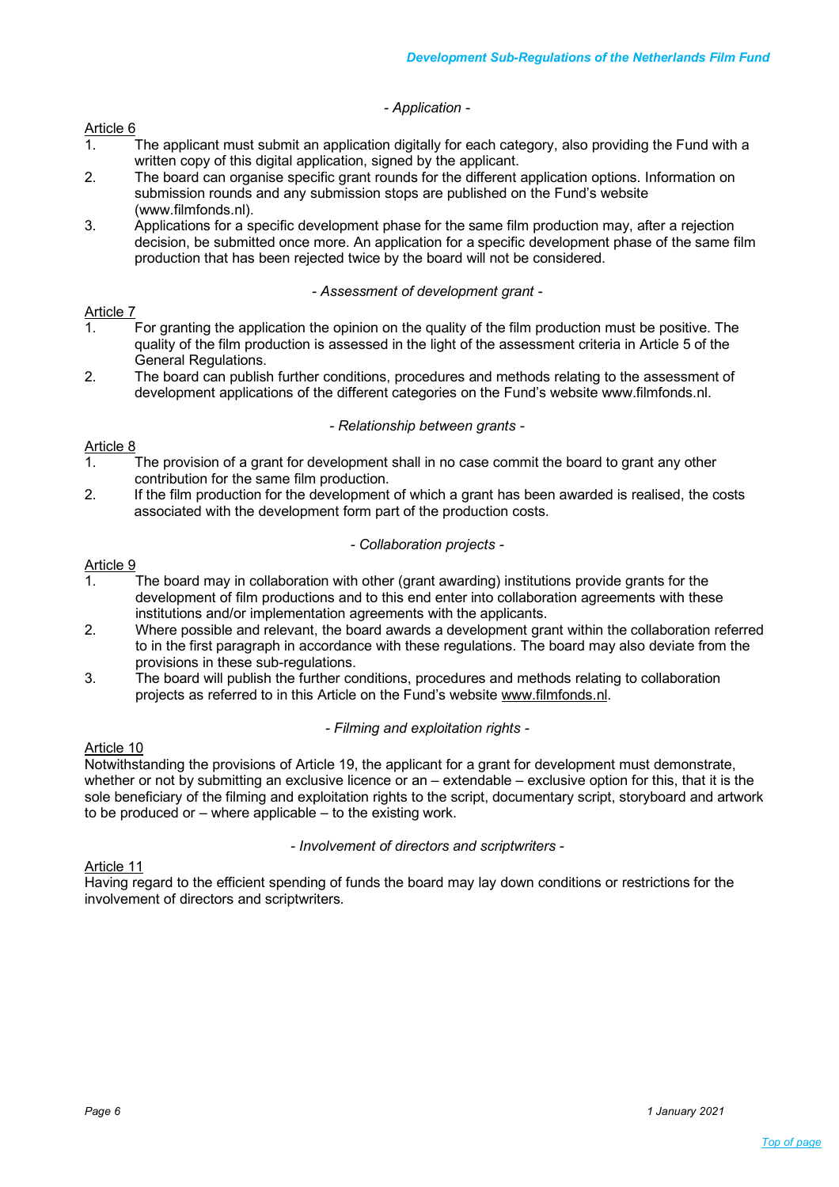*- Application -*

Article 6

1. The applicant must submit an application digitally for each category, also providing the Fund with a written copy of this digital application, signed by the applicant.
2. The board can organise specific grant rounds for the different application options. Information on submission rounds and any submission stops are published on the Fund's website (www.filmfonds.nl).
3. Applications for a specific development phase for the same film production may, after a rejection decision, be submitted once more. An application for a specific development phase of the same film production that has been rejected twice by the board will not be considered.

*- Assessment of development grant -*

Article 7

1. For granting the application the opinion on the quality of the film production must be positive. The quality of the film production is assessed in the light of the assessment criteria in Article 5 of the General Regulations.
2. The board can publish further conditions, procedures and methods relating to the assessment of development applications of the different categories on the Fund's website www.filmfonds.nl.

*- Relationship between grants -*

Article 8

1. The provision of a grant for development shall in no case commit the board to grant any other contribution for the same film production.
2. If the film production for the development of which a grant has been awarded is realised, the costs associated with the development form part of the production costs.

*- Collaboration projects -*

Article 9

1. The board may in collaboration with other (grant awarding) institutions provide grants for the development of film productions and to this end enter into collaboration agreements with these institutions and/or implementation agreements with the applicants.
2. Where possible and relevant, the board awards a development grant within the collaboration referred to in the first paragraph in accordance with these regulations. The board may also deviate from the provisions in these sub-regulations.
3. The board will publish the further conditions, procedures and methods relating to collaboration projects as referred to in this Article on the Fund's website www.filmfonds.nl.

*- Filming and exploitation rights -*

Article 10

Notwithstanding the provisions of Article 19, the applicant for a grant for development must demonstrate, whether or not by submitting an exclusive licence or an – extendable – exclusive option for this, that it is the sole beneficiary of the filming and exploitation rights to the script, documentary script, storyboard and artwork to be produced or – where applicable – to the existing work.

*- Involvement of directors and scriptwriters -*

Article 11

Having regard to the efficient spending of funds the board may lay down conditions or restrictions for the involvement of directors and scriptwriters.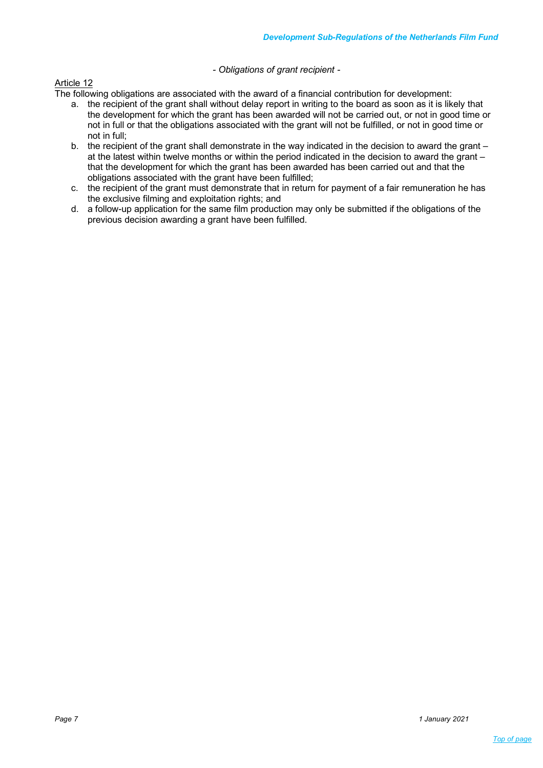*- Obligations of grant recipient -*

Article 12

The following obligations are associated with the award of a financial contribution for development:

a. the recipient of the grant shall without delay report in writing to the board as soon as it is likely that the development for which the grant has been awarded will not be carried out, or not in good time or not in full or that the obligations associated with the grant will not be fulfilled, or not in good time or not in full;
b. the recipient of the grant shall demonstrate in the way indicated in the decision to award the grant – at the latest within twelve months or within the period indicated in the decision to award the grant – that the development for which the grant has been awarded has been carried out and that the obligations associated with the grant have been fulfilled;
c. the recipient of the grant must demonstrate that in return for payment of a fair remuneration he has the exclusive filming and exploitation rights; and
d. a follow-up application for the same film production may only be submitted if the obligations of the previous decision awarding a grant have been fulfilled.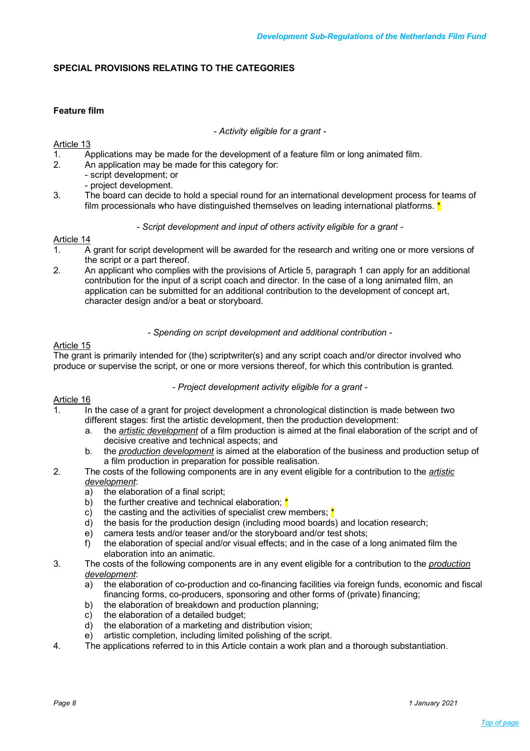## SPECIAL PROVISIONS RELATING TO THE CATEGORIES

### Feature film

*- Activity eligible for a grant -*

Article 13

1. Applications may be made for the development of a feature film or long animated film.
2. An application may be made for this category for:
   - script development; or
   - project development.
3. The board can decide to hold a special round for an international development process for teams of film processionals who have distinguished themselves on leading international platforms. *

*- Script development and input of others activity eligible for a grant -*

Article 14

1. A grant for script development will be awarded for the research and writing one or more versions of the script or a part thereof.
2. An applicant who complies with the provisions of Article 5, paragraph 1 can apply for an additional contribution for the input of a script coach and director. In the case of a long animated film, an application can be submitted for an additional contribution to the development of concept art, character design and/or a beat or storyboard.

*- Spending on script development and additional contribution -*

Article 15

The grant is primarily intended for (the) scriptwriter(s) and any script coach and/or director involved who produce or supervise the script, or one or more versions thereof, for which this contribution is granted.

*- Project development activity eligible for a grant -*

Article 16

1. In the case of a grant for project development a chronological distinction is made between two different stages: first the artistic development, then the production development:
   a. the *artistic development* of a film production is aimed at the final elaboration of the script and of decisive creative and technical aspects; and
   b. the *production development* is aimed at the elaboration of the business and production setup of a film production in preparation for possible realisation.
2. The costs of the following components are in any event eligible for a contribution to the *artistic development*:
   a) the elaboration of a final script;
   b) the further creative and technical elaboration; *
   c) the casting and the activities of specialist crew members; *
   d) the basis for the production design (including mood boards) and location research;
   e) camera tests and/or teaser and/or the storyboard and/or test shots;
   f) the elaboration of special and/or visual effects; and in the case of a long animated film the elaboration into an animatic.
3. The costs of the following components are in any event eligible for a contribution to the *production development*:
   a) the elaboration of co-production and co-financing facilities via foreign funds, economic and fiscal financing forms, co-producers, sponsoring and other forms of (private) financing;
   b) the elaboration of breakdown and production planning;
   c) the elaboration of a detailed budget;
   d) the elaboration of a marketing and distribution vision;
   e) artistic completion, including limited polishing of the script.
4. The applications referred to in this Article contain a work plan and a thorough substantiation.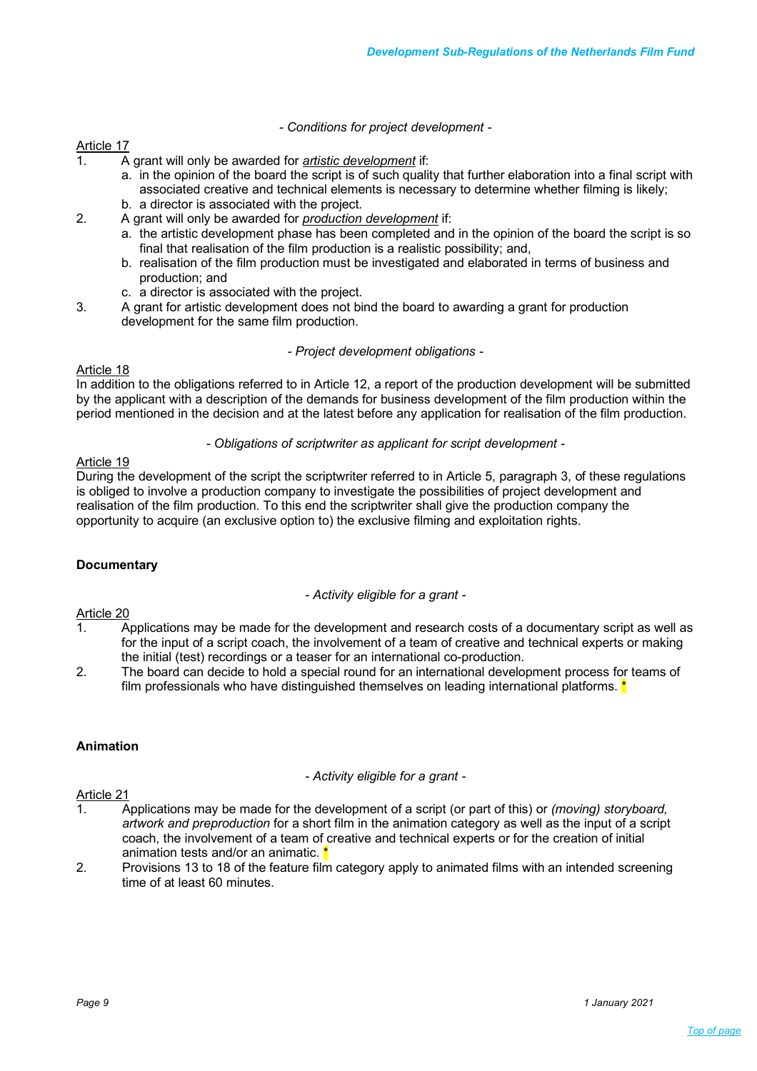*- Conditions for project development -*

Article 17

1. A grant will only be awarded for ***artistic development*** if:
   a. in the opinion of the board the script is of such quality that further elaboration into a final script with associated creative and technical elements is necessary to determine whether filming is likely;
   b. a director is associated with the project.
2. A grant will only be awarded for ***production development*** if:
   a. the artistic development phase has been completed and in the opinion of the board the script is so final that realisation of the film production is a realistic possibility; and,
   b. realisation of the film production must be investigated and elaborated in terms of business and production; and
   c. a director is associated with the project.
3. A grant for artistic development does not bind the board to awarding a grant for production development for the same film production.

*- Project development obligations -*

Article 18

In addition to the obligations referred to in Article 12, a report of the production development will be submitted by the applicant with a description of the demands for business development of the film production within the period mentioned in the decision and at the latest before any application for realisation of the film production.

*- Obligations of scriptwriter as applicant for script development -*

Article 19

During the development of the script the scriptwriter referred to in Article 5, paragraph 3, of these regulations is obliged to involve a production company to investigate the possibilities of project development and realisation of the film production. To this end the scriptwriter shall give the production company the opportunity to acquire (an exclusive option to) the exclusive filming and exploitation rights.

**Documentary**

*- Activity eligible for a grant -*

Article 20

1. Applications may be made for the development and research costs of a documentary script as well as for the input of a script coach, the involvement of a team of creative and technical experts or making the initial (test) recordings or a teaser for an international co-production.
2. The board can decide to hold a special round for an international development process for teams of film professionals who have distinguished themselves on leading international platforms. *

**Animation**

*- Activity eligible for a grant -*

Article 21

1. Applications may be made for the development of a script (or part of this) or *(moving) storyboard, artwork and preproduction* for a short film in the animation category as well as the input of a script coach, the involvement of a team of creative and technical experts or for the creation of initial animation tests and/or an animatic. *
2. Provisions 13 to 18 of the feature film category apply to animated films with an intended screening time of at least 60 minutes.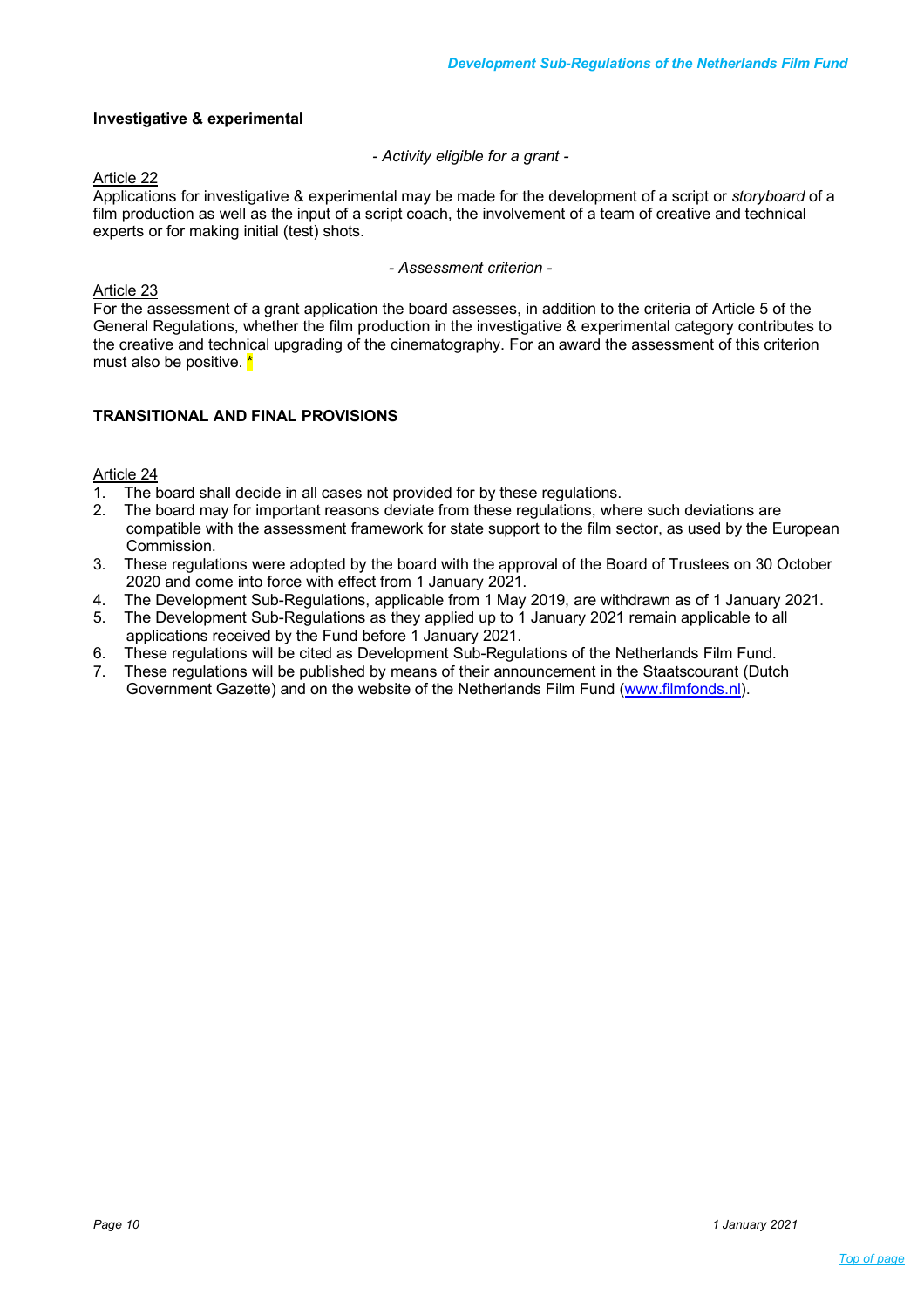**Investigative & experimental**

*- Activity eligible for a grant -*

Article 22

Applications for investigative & experimental may be made for the development of a script or *storyboard* of a film production as well as the input of a script coach, the involvement of a team of creative and technical experts or for making initial (test) shots.

*- Assessment criterion -*

Article 23

For the assessment of a grant application the board assesses, in addition to the criteria of Article 5 of the General Regulations, whether the film production in the investigative & experimental category contributes to the creative and technical upgrading of the cinematography. For an award the assessment of this criterion must also be positive. *

**TRANSITIONAL AND FINAL PROVISIONS**

Article 24

1. The board shall decide in all cases not provided for by these regulations.
2. The board may for important reasons deviate from these regulations, where such deviations are compatible with the assessment framework for state support to the film sector, as used by the European Commission.
3. These regulations were adopted by the board with the approval of the Board of Trustees on 30 October 2020 and come into force with effect from 1 January 2021.
4. The Development Sub-Regulations, applicable from 1 May 2019, are withdrawn as of 1 January 2021.
5. The Development Sub-Regulations as they applied up to 1 January 2021 remain applicable to all applications received by the Fund before 1 January 2021.
6. These regulations will be cited as Development Sub-Regulations of the Netherlands Film Fund.
7. These regulations will be published by means of their announcement in the Staatscourant (Dutch Government Gazette) and on the website of the Netherlands Film Fund (www.filmfonds.nl).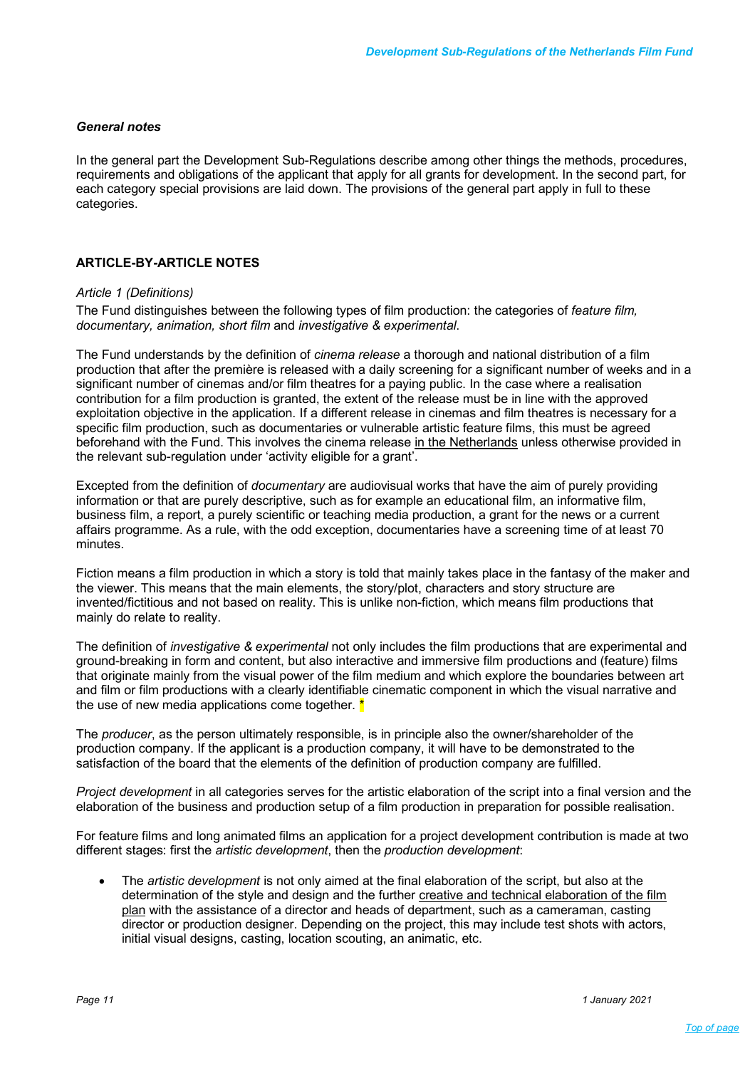### *General notes*

In the general part the Development Sub-Regulations describe among other things the methods, procedures, requirements and obligations of the applicant that apply for all grants for development. In the second part, for each category special provisions are laid down. The provisions of the general part apply in full to these categories.

## ARTICLE-BY-ARTICLE NOTES

*Article 1 (Definitions)*

The Fund distinguishes between the following types of film production: the categories of *feature film, documentary, animation, short film* and *investigative & experimental*.

The Fund understands by the definition of *cinema release* a thorough and national distribution of a film production that after the première is released with a daily screening for a significant number of weeks and in a significant number of cinemas and/or film theatres for a paying public. In the case where a realisation contribution for a film production is granted, the extent of the release must be in line with the approved exploitation objective in the application. If a different release in cinemas and film theatres is necessary for a specific film production, such as documentaries or vulnerable artistic feature films, this must be agreed beforehand with the Fund. This involves the cinema release in the Netherlands unless otherwise provided in the relevant sub-regulation under 'activity eligible for a grant'.

Excepted from the definition of *documentary* are audiovisual works that have the aim of purely providing information or that are purely descriptive, such as for example an educational film, an informative film, business film, a report, a purely scientific or teaching media production, a grant for the news or a current affairs programme. As a rule, with the odd exception, documentaries have a screening time of at least 70 minutes.

Fiction means a film production in which a story is told that mainly takes place in the fantasy of the maker and the viewer. This means that the main elements, the story/plot, characters and story structure are invented/fictitious and not based on reality. This is unlike non-fiction, which means film productions that mainly do relate to reality.

The definition of *investigative & experimental* not only includes the film productions that are experimental and ground-breaking in form and content, but also interactive and immersive film productions and (feature) films that originate mainly from the visual power of the film medium and which explore the boundaries between art and film or film productions with a clearly identifiable cinematic component in which the visual narrative and the use of new media applications come together. *

The *producer*, as the person ultimately responsible, is in principle also the owner/shareholder of the production company. If the applicant is a production company, it will have to be demonstrated to the satisfaction of the board that the elements of the definition of production company are fulfilled.

*Project development* in all categories serves for the artistic elaboration of the script into a final version and the elaboration of the business and production setup of a film production in preparation for possible realisation.

For feature films and long animated films an application for a project development contribution is made at two different stages: first the *artistic development*, then the *production development*:

- The *artistic development* is not only aimed at the final elaboration of the script, but also at the determination of the style and design and the further creative and technical elaboration of the film plan with the assistance of a director and heads of department, such as a cameraman, casting director or production designer. Depending on the project, this may include test shots with actors, initial visual designs, casting, location scouting, an animatic, etc.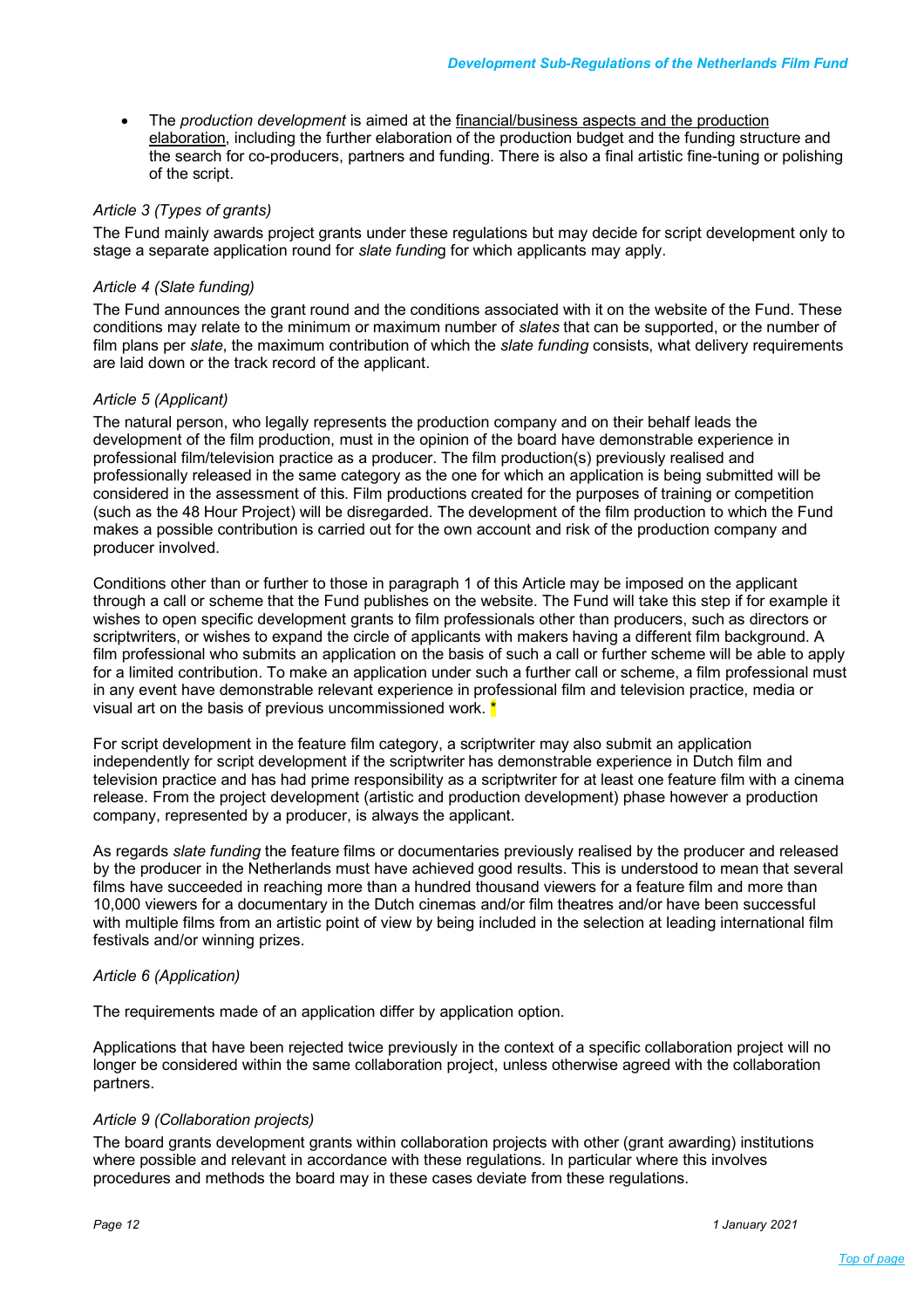- The *production development* is aimed at the financial/business aspects and the production elaboration, including the further elaboration of the production budget and the funding structure and the search for co-producers, partners and funding. There is also a final artistic fine-tuning or polishing of the script.

*Article 3 (Types of grants)*

The Fund mainly awards project grants under these regulations but may decide for script development only to stage a separate application round for *slate funding* for which applicants may apply.

*Article 4 (Slate funding)*

The Fund announces the grant round and the conditions associated with it on the website of the Fund. These conditions may relate to the minimum or maximum number of *slates* that can be supported, or the number of film plans per *slate*, the maximum contribution of which the *slate funding* consists, what delivery requirements are laid down or the track record of the applicant.

*Article 5 (Applicant)*

The natural person, who legally represents the production company and on their behalf leads the development of the film production, must in the opinion of the board have demonstrable experience in professional film/television practice as a producer. The film production(s) previously realised and professionally released in the same category as the one for which an application is being submitted will be considered in the assessment of this. Film productions created for the purposes of training or competition (such as the 48 Hour Project) will be disregarded. The development of the film production to which the Fund makes a possible contribution is carried out for the own account and risk of the production company and producer involved.

Conditions other than or further to those in paragraph 1 of this Article may be imposed on the applicant through a call or scheme that the Fund publishes on the website. The Fund will take this step if for example it wishes to open specific development grants to film professionals other than producers, such as directors or scriptwriters, or wishes to expand the circle of applicants with makers having a different film background. A film professional who submits an application on the basis of such a call or further scheme will be able to apply for a limited contribution. To make an application under such a further call or scheme, a film professional must in any event have demonstrable relevant experience in professional film and television practice, media or visual art on the basis of previous uncommissioned work. *

For script development in the feature film category, a scriptwriter may also submit an application independently for script development if the scriptwriter has demonstrable experience in Dutch film and television practice and has had prime responsibility as a scriptwriter for at least one feature film with a cinema release. From the project development (artistic and production development) phase however a production company, represented by a producer, is always the applicant.

As regards *slate funding* the feature films or documentaries previously realised by the producer and released by the producer in the Netherlands must have achieved good results. This is understood to mean that several films have succeeded in reaching more than a hundred thousand viewers for a feature film and more than 10,000 viewers for a documentary in the Dutch cinemas and/or film theatres and/or have been successful with multiple films from an artistic point of view by being included in the selection at leading international film festivals and/or winning prizes.

*Article 6 (Application)*

The requirements made of an application differ by application option.

Applications that have been rejected twice previously in the context of a specific collaboration project will no longer be considered within the same collaboration project, unless otherwise agreed with the collaboration partners.

*Article 9 (Collaboration projects)*

The board grants development grants within collaboration projects with other (grant awarding) institutions where possible and relevant in accordance with these regulations. In particular where this involves procedures and methods the board may in these cases deviate from these regulations.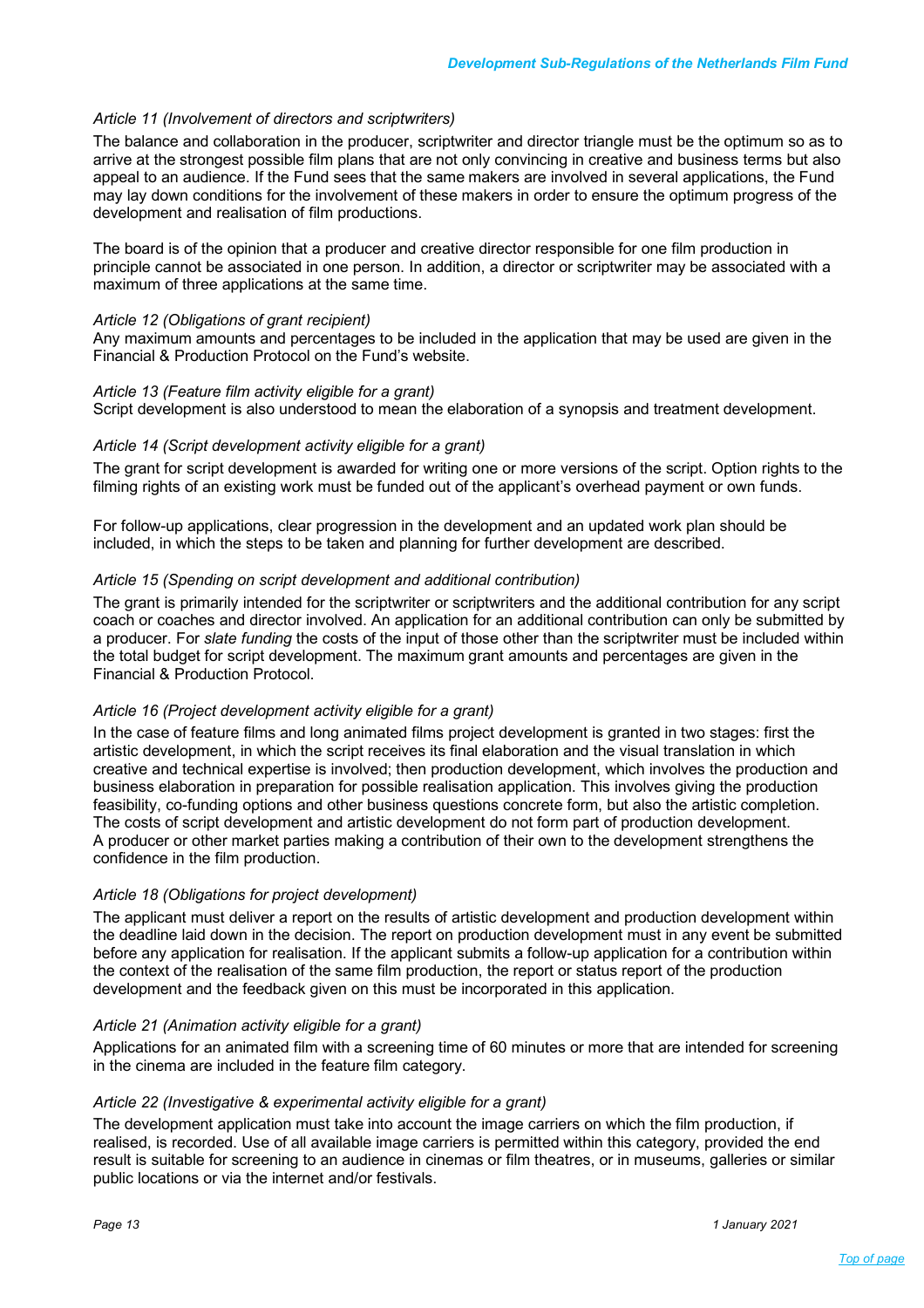*Article 11 (Involvement of directors and scriptwriters)*

The balance and collaboration in the producer, scriptwriter and director triangle must be the optimum so as to arrive at the strongest possible film plans that are not only convincing in creative and business terms but also appeal to an audience. If the Fund sees that the same makers are involved in several applications, the Fund may lay down conditions for the involvement of these makers in order to ensure the optimum progress of the development and realisation of film productions.

The board is of the opinion that a producer and creative director responsible for one film production in principle cannot be associated in one person. In addition, a director or scriptwriter may be associated with a maximum of three applications at the same time.

*Article 12 (Obligations of grant recipient)*

Any maximum amounts and percentages to be included in the application that may be used are given in the Financial & Production Protocol on the Fund's website.

*Article 13 (Feature film activity eligible for a grant)*

Script development is also understood to mean the elaboration of a synopsis and treatment development.

*Article 14 (Script development activity eligible for a grant)*

The grant for script development is awarded for writing one or more versions of the script. Option rights to the filming rights of an existing work must be funded out of the applicant's overhead payment or own funds.

For follow-up applications, clear progression in the development and an updated work plan should be included, in which the steps to be taken and planning for further development are described.

*Article 15 (Spending on script development and additional contribution)*

The grant is primarily intended for the scriptwriter or scriptwriters and the additional contribution for any script coach or coaches and director involved. An application for an additional contribution can only be submitted by a producer. For *slate funding* the costs of the input of those other than the scriptwriter must be included within the total budget for script development. The maximum grant amounts and percentages are given in the Financial & Production Protocol.

*Article 16 (Project development activity eligible for a grant)*

In the case of feature films and long animated films project development is granted in two stages: first the artistic development, in which the script receives its final elaboration and the visual translation in which creative and technical expertise is involved; then production development, which involves the production and business elaboration in preparation for possible realisation application. This involves giving the production feasibility, co-funding options and other business questions concrete form, but also the artistic completion. The costs of script development and artistic development do not form part of production development. A producer or other market parties making a contribution of their own to the development strengthens the confidence in the film production.

*Article 18 (Obligations for project development)*

The applicant must deliver a report on the results of artistic development and production development within the deadline laid down in the decision. The report on production development must in any event be submitted before any application for realisation. If the applicant submits a follow-up application for a contribution within the context of the realisation of the same film production, the report or status report of the production development and the feedback given on this must be incorporated in this application.

*Article 21 (Animation activity eligible for a grant)*

Applications for an animated film with a screening time of 60 minutes or more that are intended for screening in the cinema are included in the feature film category.

*Article 22 (Investigative & experimental activity eligible for a grant)*

The development application must take into account the image carriers on which the film production, if realised, is recorded. Use of all available image carriers is permitted within this category, provided the end result is suitable for screening to an audience in cinemas or film theatres, or in museums, galleries or similar public locations or via the internet and/or festivals.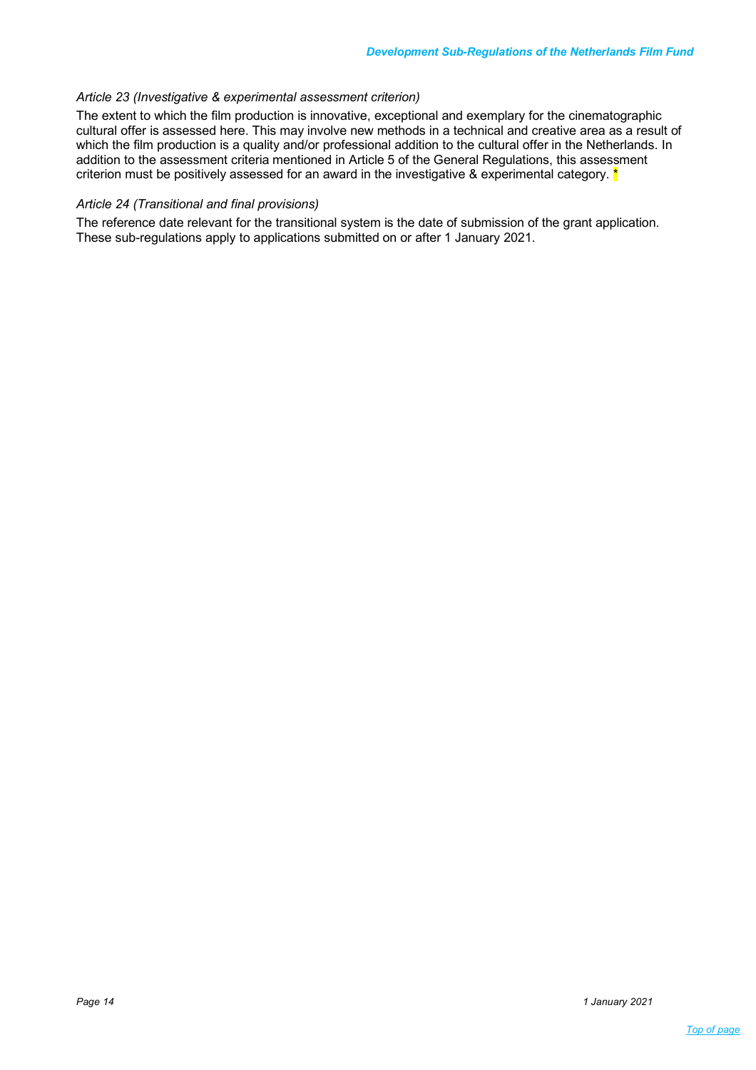*Article 23 (Investigative & experimental assessment criterion)*

The extent to which the film production is innovative, exceptional and exemplary for the cinematographic cultural offer is assessed here. This may involve new methods in a technical and creative area as a result of which the film production is a quality and/or professional addition to the cultural offer in the Netherlands. In addition to the assessment criteria mentioned in Article 5 of the General Regulations, this assessment criterion must be positively assessed for an award in the investigative & experimental category. *

*Article 24 (Transitional and final provisions)*

The reference date relevant for the transitional system is the date of submission of the grant application. These sub-regulations apply to applications submitted on or after 1 January 2021.